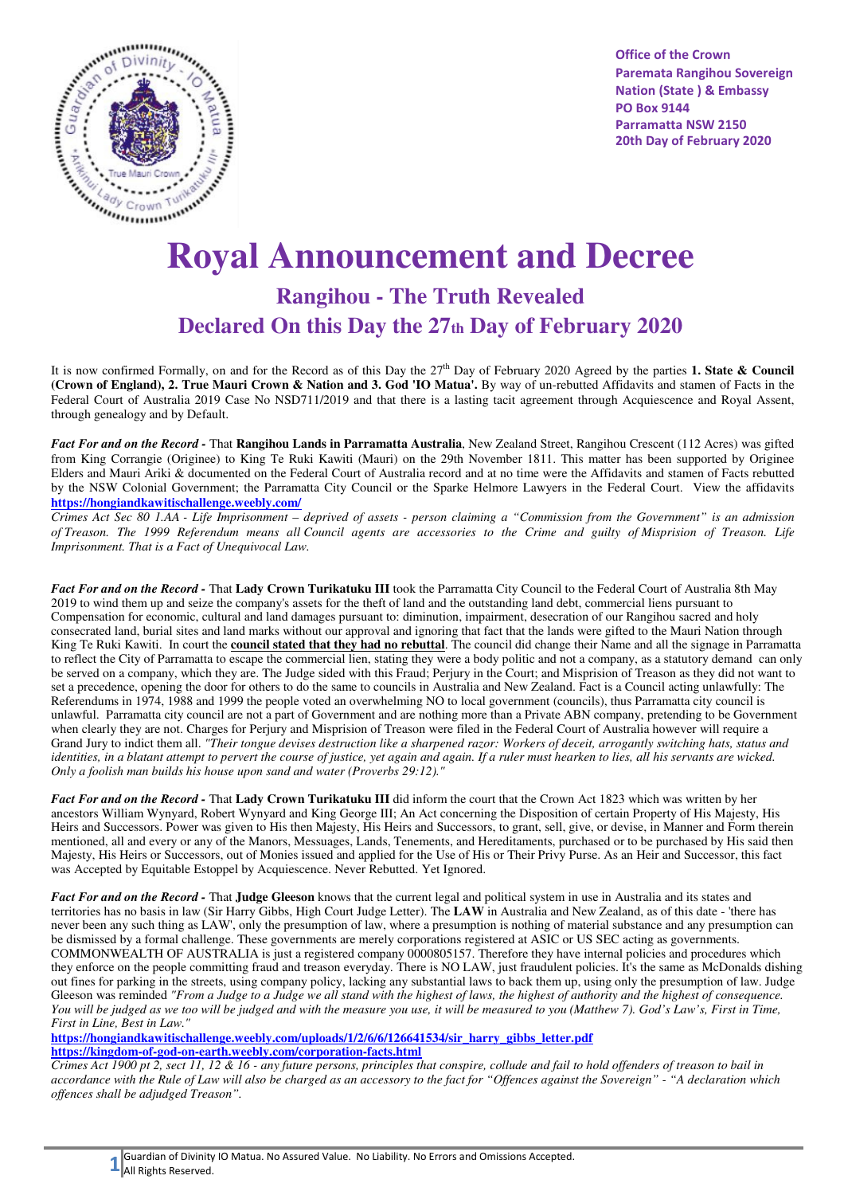Office of the Crown
Paremata Rangihou Sovereign Nation (State ) & Embassy
PO Box 9144
Parramatta NSW 2150
20th Day of February 2020

# Royal Announcement and Decree

## Rangihou - The Truth Revealed

## Declared On this Day the 27th Day of February 2020

It is now confirmed Formally, on and for the Record as of this Day the 27th Day of February 2020 Agreed by the parties **1. State & Council (Crown of England), 2. True Mauri Crown & Nation and 3. God 'IO Matua'.** By way of un-rebutted Affidavits and stamen of Facts in the Federal Court of Australia 2019 Case No NSD711/2019 and that there is a lasting tacit agreement through Acquiescence and Royal Assent, through genealogy and by Default.

***Fact For and on the Record -*** That **Rangihou Lands in Parramatta Australia**, New Zealand Street, Rangihou Crescent (112 Acres) was gifted from King Corrangie (Originee) to King Te Ruki Kawiti (Mauri) on the 29th November 1811. This matter has been supported by Originee Elders and Mauri Ariki & documented on the Federal Court of Australia record and at no time were the Affidavits and stamen of Facts rebutted by the NSW Colonial Government; the Parramatta City Council or the Sparke Helmore Lawyers in the Federal Court. View the affidavits **https://hongiandkawitischallenge.weebly.com/**

*Crimes Act Sec 80 1.AA - Life Imprisonment – deprived of assets - person claiming a "Commission from the Government" is an admission of Treason. The 1999 Referendum means all Council agents are accessories to the Crime and guilty of Misprision of Treason. Life Imprisonment. That is a Fact of Unequivocal Law.*

***Fact For and on the Record -*** That **Lady Crown Turikatuku III** took the Parramatta City Council to the Federal Court of Australia 8th May 2019 to wind them up and seize the company's assets for the theft of land and the outstanding land debt, commercial liens pursuant to Compensation for economic, cultural and land damages pursuant to: diminution, impairment, desecration of our Rangihou sacred and holy consecrated land, burial sites and land marks without our approval and ignoring that fact that the lands were gifted to the Mauri Nation through King Te Ruki Kawiti. In court the **council stated that they had no rebuttal**. The council did change their Name and all the signage in Parramatta to reflect the City of Parramatta to escape the commercial lien, stating they were a body politic and not a company, as a statutory demand can only be served on a company, which they are. The Judge sided with this Fraud; Perjury in the Court; and Misprision of Treason as they did not want to set a precedence, opening the door for others to do the same to councils in Australia and New Zealand. Fact is a Council acting unlawfully: The Referendums in 1974, 1988 and 1999 the people voted an overwhelming NO to local government (councils), thus Parramatta city council is unlawful. Parramatta city council are not a part of Government and are nothing more than a Private ABN company, pretending to be Government when clearly they are not. Charges for Perjury and Misprision of Treason were filed in the Federal Court of Australia however will require a Grand Jury to indict them all. *"Their tongue devises destruction like a sharpened razor: Workers of deceit, arrogantly switching hats, status and identities, in a blatant attempt to pervert the course of justice, yet again and again. If a ruler must hearken to lies, all his servants are wicked. Only a foolish man builds his house upon sand and water (Proverbs 29:12)."*

***Fact For and on the Record -*** That **Lady Crown Turikatuku III** did inform the court that the Crown Act 1823 which was written by her ancestors William Wynyard, Robert Wynyard and King George III; An Act concerning the Disposition of certain Property of His Majesty, His Heirs and Successors. Power was given to His then Majesty, His Heirs and Successors, to grant, sell, give, or devise, in Manner and Form therein mentioned, all and every or any of the Manors, Messuages, Lands, Tenements, and Hereditaments, purchased or to be purchased by His said then Majesty, His Heirs or Successors, out of Monies issued and applied for the Use of His or Their Privy Purse. As an Heir and Successor, this fact was Accepted by Equitable Estoppel by Acquiescence. Never Rebutted. Yet Ignored.

***Fact For and on the Record -*** That **Judge Gleeson** knows that the current legal and political system in use in Australia and its states and territories has no basis in law (Sir Harry Gibbs, High Court Judge Letter). The **LAW** in Australia and New Zealand, as of this date - 'there has never been any such thing as LAW', only the presumption of law, where a presumption is nothing of material substance and any presumption can be dismissed by a formal challenge. These governments are merely corporations registered at ASIC or US SEC acting as governments. COMMONWEALTH OF AUSTRALIA is just a registered company 0000805157. Therefore they have internal policies and procedures which they enforce on the people committing fraud and treason everyday. There is NO LAW, just fraudulent policies. It's the same as McDonalds dishing out fines for parking in the streets, using company policy, lacking any substantial laws to back them up, using only the presumption of law. Judge Gleeson was reminded *"From a Judge to a Judge we all stand with the highest of laws, the highest of authority and the highest of consequence. You will be judged as we too will be judged and with the measure you use, it will be measured to you (Matthew 7). God's Law's, First in Time, First in Line, Best in Law."*

**https://hongiandkawitischallenge.weebly.com/uploads/1/2/6/6/126641534/sir_harry_gibbs_letter.pdf**
**https://kingdom-of-god-on-earth.weebly.com/corporation-facts.html**

*Crimes Act 1900 pt 2, sect 11, 12 & 16 - any future persons, principles that conspire, collude and fail to hold offenders of treason to bail in accordance with the Rule of Law will also be charged as an accessory to the fact for "Offences against the Sovereign" - "A declaration which offences shall be adjudged Treason".*

Guardian of Divinity IO Matua. No Assured Value. No Liability. No Errors and Omissions Accepted. All Rights Reserved.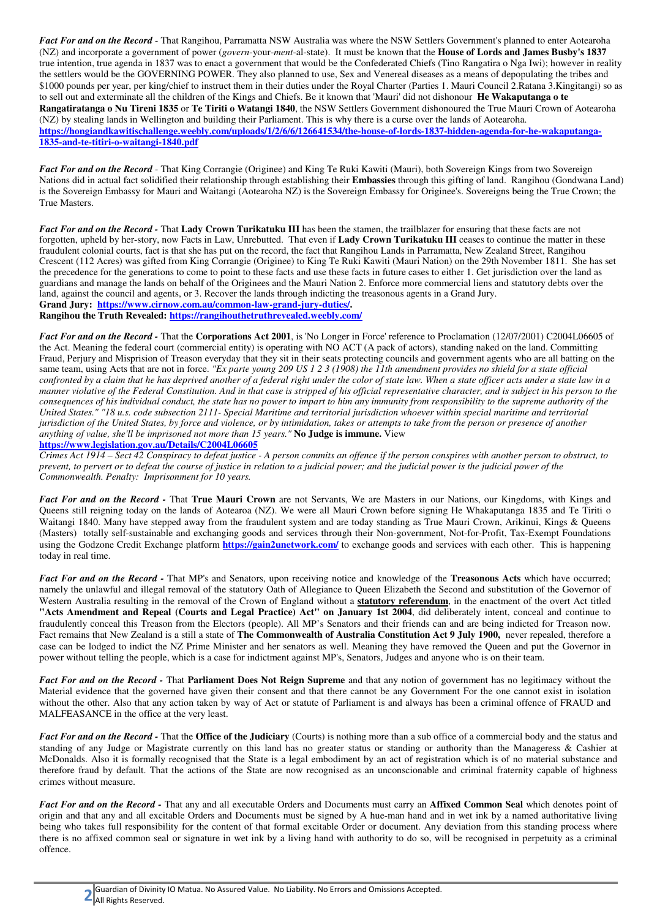***Fact For and on the Record*** - That Rangihou, Parramatta NSW Australia was where the NSW Settlers Government's planned to enter Aotearoha (NZ) and incorporate a government of power (*govern*-your-*ment*-al-state). It must be known that the **House of Lords and James Busby's 1837** true intention, true agenda in 1837 was to enact a government that would be the Confederated Chiefs (Tino Rangatira o Nga Iwi); however in reality the settlers would be the GOVERNING POWER. They also planned to use, Sex and Venereal diseases as a means of depopulating the tribes and $1000 pounds per year, per king/chief to instruct them in their duties under the Royal Charter (Parties 1. Mauri Council 2.Ratana 3.Kingitangi) so as to sell out and exterminate all the children of the Kings and Chiefs. Be it known that 'Mauri' did not dishonour **He Wakaputanga o te Rangatiratanga o Nu Tireni 1835** or **Te Tiriti o Watangi 1840**, the NSW Settlers Government dishonoured the True Mauri Crown of Aotearoha (NZ) by stealing lands in Wellington and building their Parliament. This is why there is a curse over the lands of Aotearoha.
**https://hongiandkawitischallenge.weebly.com/uploads/1/2/6/6/126641534/the-house-of-lords-1837-hidden-agenda-for-he-wakaputanga-1835-and-te-titiri-o-waitangi-1840.pdf**

***Fact For and on the Record*** - That King Corrangie (Originee) and King Te Ruki Kawiti (Mauri), both Sovereign Kings from two Sovereign Nations did in actual fact solidified their relationship through establishing their **Embassies** through this gifting of land. Rangihou (Gondwana Land) is the Sovereign Embassy for Mauri and Waitangi (Aotearoha NZ) is the Sovereign Embassy for Originee's. Sovereigns being the True Crown; the True Masters.

***Fact For and on the Record -*** That **Lady Crown Turikatuku III** has been the stamen, the trailblazer for ensuring that these facts are not forgotten, upheld by her-story, now Facts in Law, Unrebutted. That even if **Lady Crown Turikatuku III** ceases to continue the matter in these fraudulent colonial courts, fact is that she has put on the record, the fact that Rangihou Lands in Parramatta, New Zealand Street, Rangihou Crescent (112 Acres) was gifted from King Corrangie (Originee) to King Te Ruki Kawiti (Mauri Nation) on the 29th November 1811. She has set the precedence for the generations to come to point to these facts and use these facts in future cases to either 1. Get jurisdiction over the land as guardians and manage the lands on behalf of the Originees and the Mauri Nation 2. Enforce more commercial liens and statutory debts over the land, against the council and agents, or 3. Recover the lands through indicting the treasonous agents in a Grand Jury.
**Grand Jury: https://www.cirnow.com.au/common-law-grand-jury-duties/.**
**Rangihou the Truth Revealed: https://rangihouthetruthrevealed.weebly.com/**

***Fact For and on the Record -*** That the **Corporations Act 2001**, is 'No Longer in Force' reference to Proclamation (12/07/2001) C2004L06605 of the Act. Meaning the federal court (commercial entity) is operating with NO ACT (A pack of actors), standing naked on the land. Committing Fraud, Perjury and Misprision of Treason everyday that they sit in their seats protecting councils and government agents who are all batting on the same team, using Acts that are not in force. *"Ex parte young 209 US 1 2 3 (1908) the 11th amendment provides no shield for a state official confronted by a claim that he has deprived another of a federal right under the color of state law. When a state officer acts under a state law in a manner violative of the Federal Constitution. And in that case is stripped of his official representative character, and is subject in his person to the consequences of his individual conduct, the state has no power to impart to him any immunity from responsibility to the supreme authority of the United States." "18 u.s. code subsection 2111- Special Maritime and territorial jurisdiction whoever within special maritime and territorial jurisdiction of the United States, by force and violence, or by intimidation, takes or attempts to take from the person or presence of another anything of value, she'll be imprisoned not more than 15 years."* **No Judge is immune.** View
**https://www.legislation.gov.au/Details/C2004L06605**
*Crimes Act 1914 – Sect 42 Conspiracy to defeat justice - A person commits an offence if the person conspires with another person to obstruct, to prevent, to pervert or to defeat the course of justice in relation to a judicial power; and the judicial power is the judicial power of the Commonwealth. Penalty: Imprisonment for 10 years.*

***Fact For and on the Record -*** That **True Mauri Crown** are not Servants, We are Masters in our Nations, our Kingdoms, with Kings and Queens still reigning today on the lands of Aotearoa (NZ). We were all Mauri Crown before signing He Whakaputanga 1835 and Te Tiriti o Waitangi 1840. Many have stepped away from the fraudulent system and are today standing as True Mauri Crown, Arikinui, Kings & Queens (Masters) totally self-sustainable and exchanging goods and services through their Non-government, Not-for-Profit, Tax-Exempt Foundations using the Godzone Credit Exchange platform **https://gain2unetwork.com/** to exchange goods and services with each other. This is happening today in real time.

***Fact For and on the Record -*** That MP's and Senators, upon receiving notice and knowledge of the **Treasonous Acts** which have occurred; namely the unlawful and illegal removal of the statutory Oath of Allegiance to Queen Elizabeth the Second and substitution of the Governor of Western Australia resulting in the removal of the Crown of England without a **statutory referendum**, in the enactment of the overt Act titled **"Acts Amendment and Repeal (Courts and Legal Practice) Act" on January 1st 2004**, did deliberately intent, conceal and continue to fraudulently conceal this Treason from the Electors (people). All MP's Senators and their friends can and are being indicted for Treason now. Fact remains that New Zealand is a still a state of **The Commonwealth of Australia Constitution Act 9 July 1900,** never repealed, therefore a case can be lodged to indict the NZ Prime Minister and her senators as well. Meaning they have removed the Queen and put the Governor in power without telling the people, which is a case for indictment against MP's, Senators, Judges and anyone who is on their team.

***Fact For and on the Record -*** That **Parliament Does Not Reign Supreme** and that any notion of government has no legitimacy without the Material evidence that the governed have given their consent and that there cannot be any Government For the one cannot exist in isolation without the other. Also that any action taken by way of Act or statute of Parliament is and always has been a criminal offence of FRAUD and MALFEASANCE in the office at the very least.

***Fact For and on the Record -*** That the **Office of the Judiciary** (Courts) is nothing more than a sub office of a commercial body and the status and standing of any Judge or Magistrate currently on this land has no greater status or standing or authority than the Manageress & Cashier at McDonalds. Also it is formally recognised that the State is a legal embodiment by an act of registration which is of no material substance and therefore fraud by default. That the actions of the State are now recognised as an unconscionable and criminal fraternity capable of highness crimes without measure.

***Fact For and on the Record -*** That any and all executable Orders and Documents must carry an **Affixed Common Seal** which denotes point of origin and that any and all excitable Orders and Documents must be signed by A hue-man hand and in wet ink by a named authoritative living being who takes full responsibility for the content of that formal excitable Order or document. Any deviation from this standing process where there is no affixed common seal or signature in wet ink by a living hand with authority to do so, will be recognised in perpetuity as a criminal offence.

Guardian of Divinity IO Matua. No Assured Value. No Liability. No Errors and Omissions Accepted.
All Rights Reserved.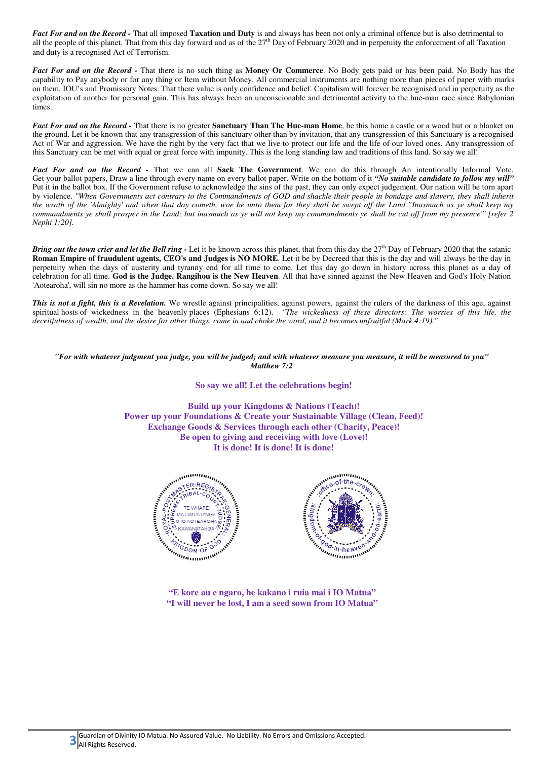***Fact For and on the Record -*** That all imposed **Taxation and Duty** is and always has been not only a criminal offence but is also detrimental to all the people of this planet. That from this day forward and as of the 27th Day of February 2020 and in perpetuity the enforcement of all Taxation and duty is a recognised Act of Terrorism.

***Fact For and on the Record -*** That there is no such thing as **Money Or Commerce**. No Body gets paid or has been paid. No Body has the capability to Pay anybody or for any thing or Item without Money. All commercial instruments are nothing more than pieces of paper with marks on them, IOU's and Promissory Notes. That there value is only confidence and belief. Capitalism will forever be recognised and in perpetuity as the exploitation of another for personal gain. This has always been an unconscionable and detrimental activity to the hue-man race since Babylonian times.

***Fact For and on the Record -*** That there is no greater **Sanctuary Than The Hue-man Home**, be this home a castle or a wood hut or a blanket on the ground. Let it be known that any transgression of this sanctuary other than by invitation, that any transgression of this Sanctuary is a recognised Act of War and aggression. We have the right by the very fact that we live to protect our life and the life of our loved ones. Any transgression of this Sanctuary can be met with equal or great force with impunity. This is the long standing law and traditions of this land. So say we all!

***Fact For and on the Record -*** That we can all **Sack The Government**. We can do this through An intentionally Informal Vote. Get your ballot papers, Draw a line through every name on every ballot paper. Write on the bottom of it ***"No suitable candidate to follow my will"*** Put it in the ballot box. If the Government refuse to acknowledge the sins of the past, they can only expect judgement. Our nation will be torn apart by violence. *"When Governments act contrary to the Commandments of GOD and shackle their people in bondage and slavery, they shall inherit the wrath of the 'Almighty' and when that day cometh, woe be unto them for they shall be swept off the Land."Inasmuch as ye shall keep my commandments ye shall prosper in the Land; but inasmuch as ye will not keep my commandments ye shall be cut off from my presence"' [refer 2 Nephi 1:20].*

***Bring out the town crier and let the Bell ring -*** Let it be known across this planet, that from this day the 27th Day of February 2020 that the satanic **Roman Empire of fraudulent agents, CEO's and Judges is NO MORE**. Let it be by Decreed that this is the day and will always be the day in perpetuity when the days of austerity and tyranny end for all time to come. Let this day go down in history across this planet as a day of celebration for all time. **God is the Judge. Rangihou is the New Heaven**. All that have sinned against the New Heaven and God's Holy Nation 'Aotearoha', will sin no more as the hammer has come down. So say we all!

***This is not a fight, this is a Revelation.*** We wrestle against principalities, against powers, against the rulers of the darkness of this age, against spiritual hosts of wickedness in the heavenly places (Ephesians 6:12). *"The wickedness of these directors: The worries of this life, the deceitfulness of wealth, and the desire for other things, come in and choke the word, and it becomes unfruitful (Mark 4:19)."*

***"For with whatever judgment you judge, you will be judged; and with whatever measure you measure, it will be measured to you" Matthew 7:2***

**So say we all! Let the celebrations begin!**

**Build up your Kingdoms & Nations (Teach)!**
**Power up your Foundations & Create your Sustainable Village (Clean, Feed)!**
**Exchange Goods & Services through each other (Charity, Peace)!**
**Be open to giving and receiving with love (Love)!**
**It is done! It is done! It is done!**

:ROYAL-POSTMASTER-REGISTRAR-GENERAL: :SUPREME-TRIBAL-COURT-JUDGE: TE WHARE MATAMUATANGA O IO AOTEAROHA KAWANATANGA :KINGDOM OF GOD:

:office-of-the-crown: :kingdom-of-god-in-heaven-and-on-earth:

**"E kore au e ngaro, he kakano i ruia mai i IO Matua"**
**"I will never be lost, I am a seed sown from IO Matua"**

Guardian of Divinity IO Matua. No Assured Value. No Liability. No Errors and Omissions Accepted.
All Rights Reserved.